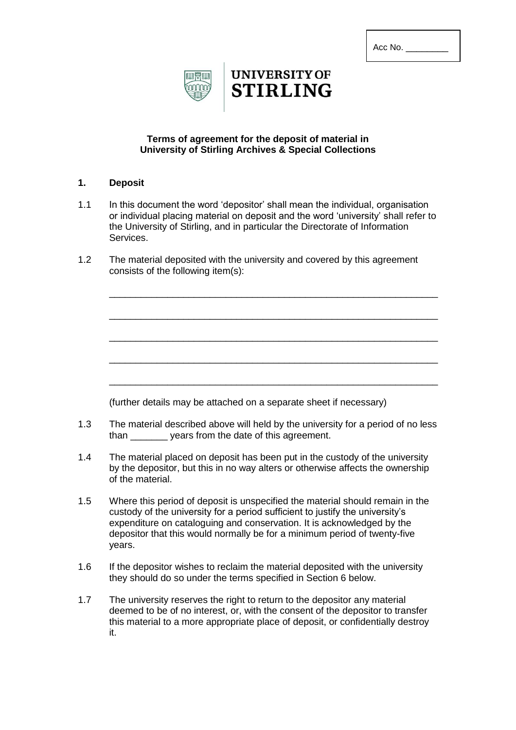Acc No. _________

UNIVERSITY OF STIRLING

**Terms of agreement for the deposit of material in University of Stirling Archives & Special Collections**

## 1. Deposit

1.1 In this document the word 'depositor' shall mean the individual, organisation or individual placing material on deposit and the word 'university' shall refer to the University of Stirling, and in particular the Directorate of Information Services.

1.2 The material deposited with the university and covered by this agreement consists of the following item(s):

_______________________________________________________________

_______________________________________________________________

_______________________________________________________________

_______________________________________________________________

_______________________________________________________________

(further details may be attached on a separate sheet if necessary)

1.3 The material described above will held by the university for a period of no less than _______ years from the date of this agreement.

1.4 The material placed on deposit has been put in the custody of the university by the depositor, but this in no way alters or otherwise affects the ownership of the material.

1.5 Where this period of deposit is unspecified the material should remain in the custody of the university for a period sufficient to justify the university's expenditure on cataloguing and conservation. It is acknowledged by the depositor that this would normally be for a minimum period of twenty-five years.

1.6 If the depositor wishes to reclaim the material deposited with the university they should do so under the terms specified in Section 6 below.

1.7 The university reserves the right to return to the depositor any material deemed to be of no interest, or, with the consent of the depositor to transfer this material to a more appropriate place of deposit, or confidentially destroy it.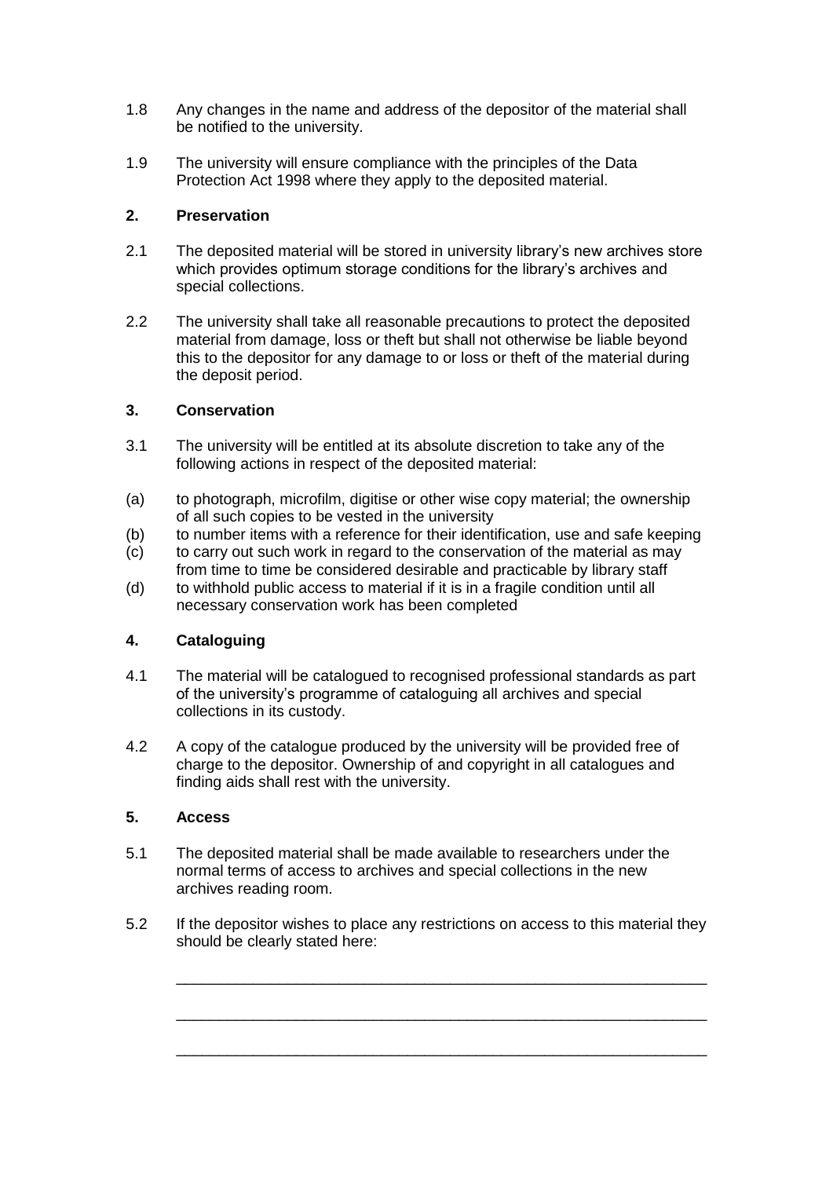1.8 Any changes in the name and address of the depositor of the material shall be notified to the university.

1.9 The university will ensure compliance with the principles of the Data Protection Act 1998 where they apply to the deposited material.

## 2. Preservation

2.1 The deposited material will be stored in university library's new archives store which provides optimum storage conditions for the library's archives and special collections.

2.2 The university shall take all reasonable precautions to protect the deposited material from damage, loss or theft but shall not otherwise be liable beyond this to the depositor for any damage to or loss or theft of the material during the deposit period.

## 3. Conservation

3.1 The university will be entitled at its absolute discretion to take any of the following actions in respect of the deposited material:

(a) to photograph, microfilm, digitise or other wise copy material; the ownership of all such copies to be vested in the university

(b) to number items with a reference for their identification, use and safe keeping

(c) to carry out such work in regard to the conservation of the material as may from time to time be considered desirable and practicable by library staff

(d) to withhold public access to material if it is in a fragile condition until all necessary conservation work has been completed

## 4. Cataloguing

4.1 The material will be catalogued to recognised professional standards as part of the university's programme of cataloguing all archives and special collections in its custody.

4.2 A copy of the catalogue produced by the university will be provided free of charge to the depositor. Ownership of and copyright in all catalogues and finding aids shall rest with the university.

## 5. Access

5.1 The deposited material shall be made available to researchers under the normal terms of access to archives and special collections in the new archives reading room.

5.2 If the depositor wishes to place any restrictions on access to this material they should be clearly stated here:

\_\_\_\_\_\_\_\_\_\_\_\_\_\_\_\_\_\_\_\_\_\_\_\_\_\_\_\_\_\_\_\_\_\_\_\_\_\_\_\_\_\_\_\_\_\_\_\_\_\_\_\_\_\_\_\_\_\_\_\_\_\_

\_\_\_\_\_\_\_\_\_\_\_\_\_\_\_\_\_\_\_\_\_\_\_\_\_\_\_\_\_\_\_\_\_\_\_\_\_\_\_\_\_\_\_\_\_\_\_\_\_\_\_\_\_\_\_\_\_\_\_\_\_\_

\_\_\_\_\_\_\_\_\_\_\_\_\_\_\_\_\_\_\_\_\_\_\_\_\_\_\_\_\_\_\_\_\_\_\_\_\_\_\_\_\_\_\_\_\_\_\_\_\_\_\_\_\_\_\_\_\_\_\_\_\_\_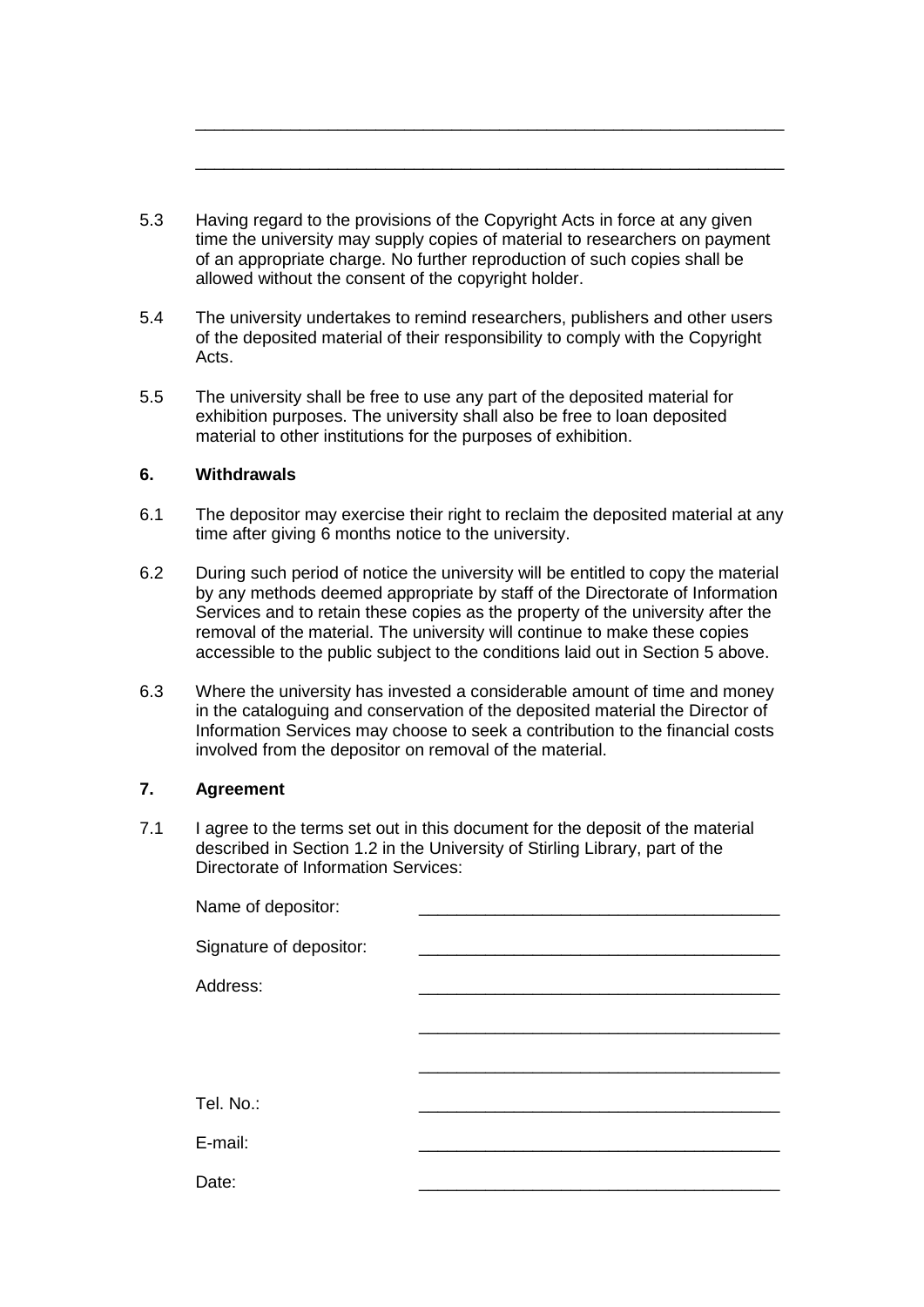\_\_\_\_\_\_\_\_\_\_\_\_\_\_\_\_\_\_\_\_\_\_\_\_\_\_\_\_\_\_\_\_\_\_\_\_\_\_\_\_\_\_\_\_\_\_\_\_\_\_\_\_\_\_\_\_\_\_\_\_

\_\_\_\_\_\_\_\_\_\_\_\_\_\_\_\_\_\_\_\_\_\_\_\_\_\_\_\_\_\_\_\_\_\_\_\_\_\_\_\_\_\_\_\_\_\_\_\_\_\_\_\_\_\_\_\_\_\_\_\_

5.3 Having regard to the provisions of the Copyright Acts in force at any given time the university may supply copies of material to researchers on payment of an appropriate charge. No further reproduction of such copies shall be allowed without the consent of the copyright holder.

5.4 The university undertakes to remind researchers, publishers and other users of the deposited material of their responsibility to comply with the Copyright Acts.

5.5 The university shall be free to use any part of the deposited material for exhibition purposes. The university shall also be free to loan deposited material to other institutions for the purposes of exhibition.

## 6. Withdrawals

6.1 The depositor may exercise their right to reclaim the deposited material at any time after giving 6 months notice to the university.

6.2 During such period of notice the university will be entitled to copy the material by any methods deemed appropriate by staff of the Directorate of Information Services and to retain these copies as the property of the university after the removal of the material. The university will continue to make these copies accessible to the public subject to the conditions laid out in Section 5 above.

6.3 Where the university has invested a considerable amount of time and money in the cataloguing and conservation of the deposited material the Director of Information Services may choose to seek a contribution to the financial costs involved from the depositor on removal of the material.

## 7. Agreement

7.1 I agree to the terms set out in this document for the deposit of the material described in Section 1.2 in the University of Stirling Library, part of the Directorate of Information Services:

Name of depositor: \_\_\_\_\_\_\_\_\_\_\_\_\_\_\_\_\_\_\_\_\_\_\_\_\_\_\_\_\_\_\_\_\_\_\_\_\_\_

Signature of depositor: \_\_\_\_\_\_\_\_\_\_\_\_\_\_\_\_\_\_\_\_\_\_\_\_\_\_\_\_\_\_\_\_\_\_\_\_\_\_

Address: \_\_\_\_\_\_\_\_\_\_\_\_\_\_\_\_\_\_\_\_\_\_\_\_\_\_\_\_\_\_\_\_\_\_\_\_\_\_

\_\_\_\_\_\_\_\_\_\_\_\_\_\_\_\_\_\_\_\_\_\_\_\_\_\_\_\_\_\_\_\_\_\_\_\_\_\_

\_\_\_\_\_\_\_\_\_\_\_\_\_\_\_\_\_\_\_\_\_\_\_\_\_\_\_\_\_\_\_\_\_\_\_\_\_\_

Tel. No.: \_\_\_\_\_\_\_\_\_\_\_\_\_\_\_\_\_\_\_\_\_\_\_\_\_\_\_\_\_\_\_\_\_\_\_\_\_\_

E-mail: \_\_\_\_\_\_\_\_\_\_\_\_\_\_\_\_\_\_\_\_\_\_\_\_\_\_\_\_\_\_\_\_\_\_\_\_\_\_

Date: \_\_\_\_\_\_\_\_\_\_\_\_\_\_\_\_\_\_\_\_\_\_\_\_\_\_\_\_\_\_\_\_\_\_\_\_\_\_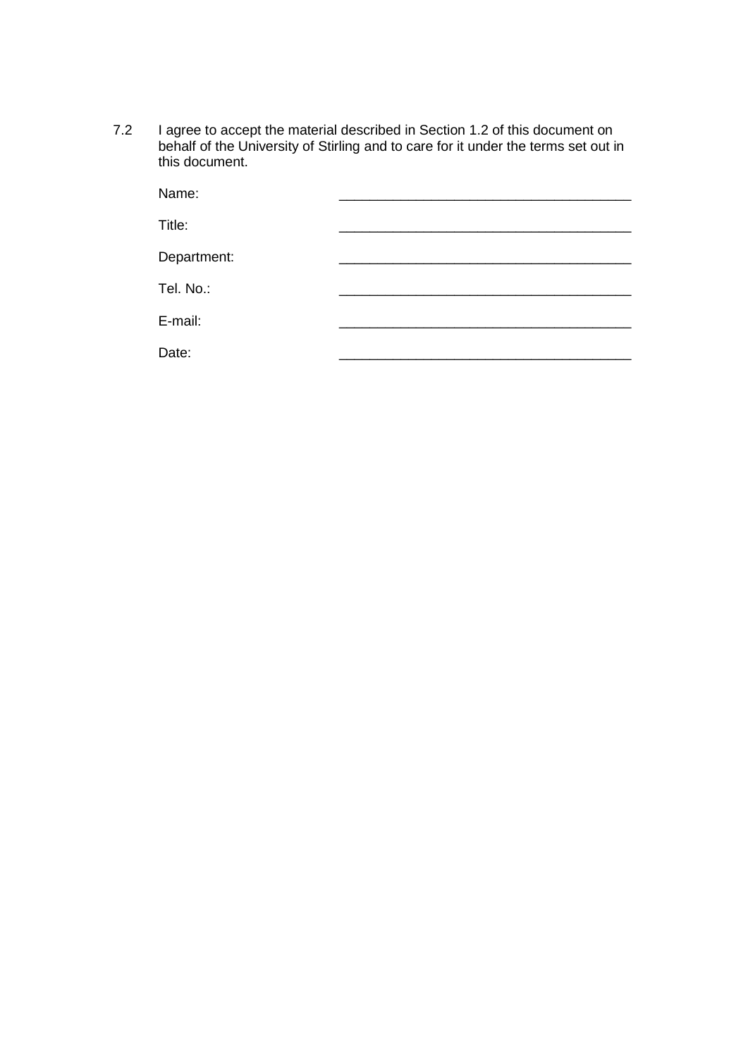7.2 I agree to accept the material described in Section 1.2 of this document on behalf of the University of Stirling and to care for it under the terms set out in this document.

| | |
|---|---|
| Name: | ______________________________________ |
| Title: | ______________________________________ |
| Department: | ______________________________________ |
| Tel. No.: | ______________________________________ |
| E-mail: | ______________________________________ |
| Date: | ______________________________________ |